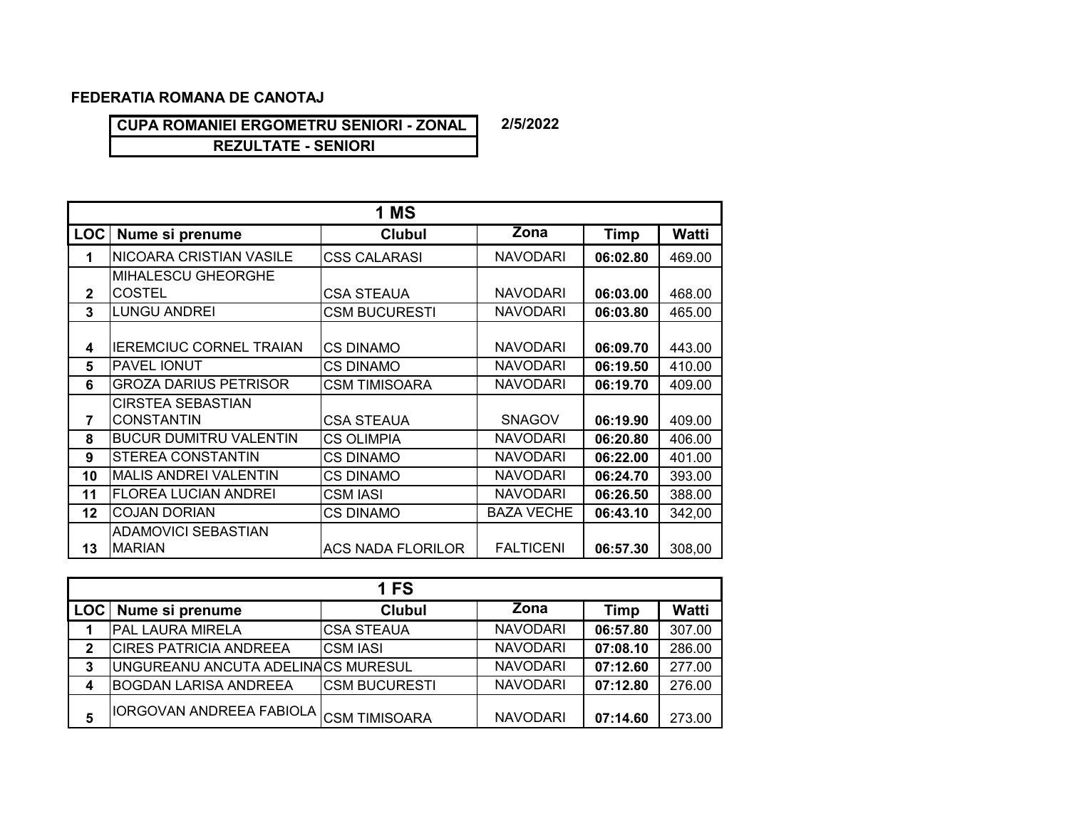**FEDERATIA ROMANA DE CANOTAJ**

**CUPA ROMANIEI ERGOMETRU SENIORI - ZONAL**

**REZULTATE - SENIORI**

**2/5/2022**

| 1 MS | | | | | |
|---|---|---|---|---|---|
| **LOC** | **Nume si prenume** | **Clubul** | **Zona** | **Timp** | **Watti** |
| **1** | NICOARA CRISTIAN VASILE | CSS CALARASI | NAVODARI | **06:02.80** | 469.00 |
| **2** | MIHALESCU GHEORGHE COSTEL | CSA STEAUA | NAVODARI | **06:03.00** | 468.00 |
| **3** | LUNGU ANDREI | CSM BUCURESTI | NAVODARI | **06:03.80** | 465.00 |
| **4** | IEREMCIUC CORNEL TRAIAN | CS DINAMO | NAVODARI | **06:09.70** | 443.00 |
| **5** | PAVEL IONUT | CS DINAMO | NAVODARI | **06:19.50** | 410.00 |
| **6** | GROZA DARIUS PETRISOR | CSM TIMISOARA | NAVODARI | **06:19.70** | 409.00 |
| **7** | CIRSTEA SEBASTIAN CONSTANTIN | CSA STEAUA | SNAGOV | **06:19.90** | 409.00 |
| **8** | BUCUR DUMITRU VALENTIN | CS OLIMPIA | NAVODARI | **06:20.80** | 406.00 |
| **9** | STEREA CONSTANTIN | CS DINAMO | NAVODARI | **06:22.00** | 401.00 |
| **10** | MALIS ANDREI VALENTIN | CS DINAMO | NAVODARI | **06:24.70** | 393.00 |
| **11** | FLOREA LUCIAN ANDREI | CSM IASI | NAVODARI | **06:26.50** | 388.00 |
| **12** | COJAN DORIAN | CS DINAMO | BAZA VECHE | **06:43.10** | 342,00 |
| **13** | ADAMOVICI SEBASTIAN MARIAN | ACS NADA FLORILOR | FALTICENI | **06:57.30** | 308,00 |

| 1 FS | | | | | |
|---|---|---|---|---|---|
| **LOC** | **Nume si prenume** | **Clubul** | **Zona** | **Timp** | **Watti** |
| **1** | PAL LAURA MIRELA | CSA STEAUA | NAVODARI | **06:57.80** | 307.00 |
| **2** | CIRES PATRICIA ANDREEA | CSM IASI | NAVODARI | **07:08.10** | 286.00 |
| **3** | UNGUREANU ANCUTA ADELINA | CS MURESUL | NAVODARI | **07:12.60** | 277.00 |
| **4** | BOGDAN LARISA ANDREEA | CSM BUCURESTI | NAVODARI | **07:12.80** | 276.00 |
| **5** | IORGOVAN ANDREEA FABIOLA | CSM TIMISOARA | NAVODARI | **07:14.60** | 273.00 |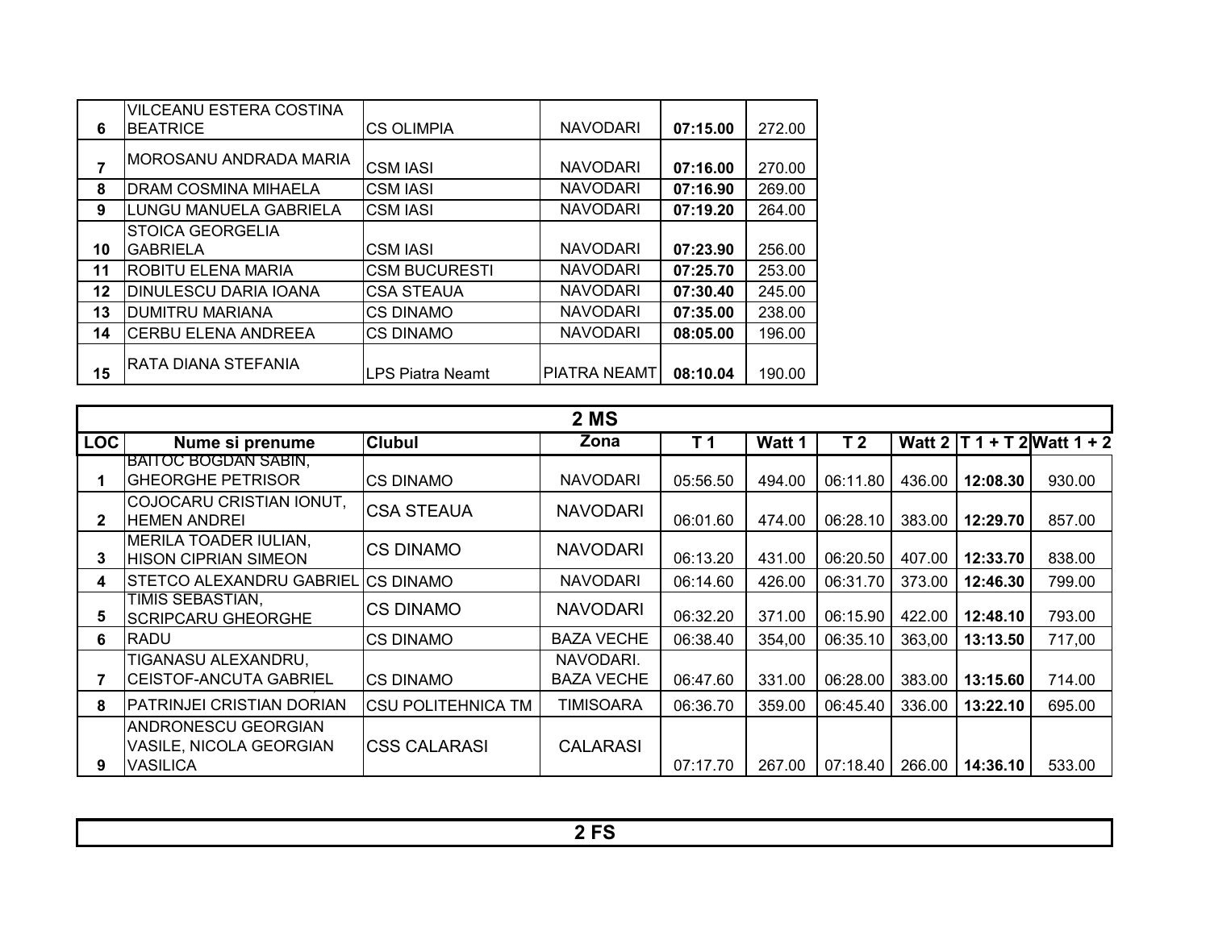| | | | | | |
|---|---|---|---|---|---|
| 6 | VILCEANU ESTERA COSTINA BEATRICE | CS OLIMPIA | NAVODARI | **07:15.00** | 272.00 |
| 7 | MOROSANU ANDRADA MARIA | CSM IASI | NAVODARI | **07:16.00** | 270.00 |
| 8 | DRAM COSMINA MIHAELA | CSM IASI | NAVODARI | **07:16.90** | 269.00 |
| 9 | LUNGU MANUELA GABRIELA | CSM IASI | NAVODARI | **07:19.20** | 264.00 |
| 10 | STOICA GEORGELIA GABRIELA | CSM IASI | NAVODARI | **07:23.90** | 256.00 |
| 11 | ROBITU ELENA MARIA | CSM BUCURESTI | NAVODARI | **07:25.70** | 253.00 |
| 12 | DINULESCU DARIA IOANA | CSA STEAUA | NAVODARI | **07:30.40** | 245.00 |
| 13 | DUMITRU MARIANA | CS DINAMO | NAVODARI | **07:35.00** | 238.00 |
| 14 | CERBU ELENA ANDREEA | CS DINAMO | NAVODARI | **08:05.00** | 196.00 |
| 15 | RATA DIANA STEFANIA | LPS Piatra Neamt | PIATRA NEAMT | **08:10.04** | 190.00 |

## 2 MS

| LOC | Nume si prenume | Clubul | Zona | T 1 | Watt 1 | T 2 | Watt 2 | T 1 + T 2 | Watt 1 + 2 |
|---|---|---|---|---|---|---|---|---|---|
| 1 | BAITOC BOGDAN SABIN, GHEORGHE PETRISOR | CS DINAMO | NAVODARI | 05:56.50 | 494.00 | 06:11.80 | 436.00 | **12:08.30** | 930.00 |
| 2 | COJOCARU CRISTIAN IONUT, HEMEN ANDREI | CSA STEAUA | NAVODARI | 06:01.60 | 474.00 | 06:28.10 | 383.00 | **12:29.70** | 857.00 |
| 3 | MERILA TOADER IULIAN, HISON CIPRIAN SIMEON | CS DINAMO | NAVODARI | 06:13.20 | 431.00 | 06:20.50 | 407.00 | **12:33.70** | 838.00 |
| 4 | STETCO ALEXANDRU GABRIEL | CS DINAMO | NAVODARI | 06:14.60 | 426.00 | 06:31.70 | 373.00 | **12:46.30** | 799.00 |
| 5 | TIMIS SEBASTIAN, SCRIPCARU GHEORGHE | CS DINAMO | NAVODARI | 06:32.20 | 371.00 | 06:15.90 | 422.00 | **12:48.10** | 793.00 |
| 6 | RADU | CS DINAMO | BAZA VECHE | 06:38.40 | 354,00 | 06:35.10 | 363,00 | **13:13.50** | 717,00 |
| 7 | TIGANASU ALEXANDRU, CEISTOF-ANCUTA GABRIEL | CS DINAMO | NAVODARI. BAZA VECHE | 06:47.60 | 331.00 | 06:28.00 | 383.00 | **13:15.60** | 714.00 |
| 8 | PATRINJEI CRISTIAN DORIAN | CSU POLITEHNICA TM | TIMISOARA | 06:36.70 | 359.00 | 06:45.40 | 336.00 | **13:22.10** | 695.00 |
| 9 | ANDRONESCU GEORGIAN VASILE, NICOLA GEORGIAN VASILICA | CSS CALARASI | CALARASI | 07:17.70 | 267.00 | 07:18.40 | 266.00 | **14:36.10** | 533.00 |

## 2 FS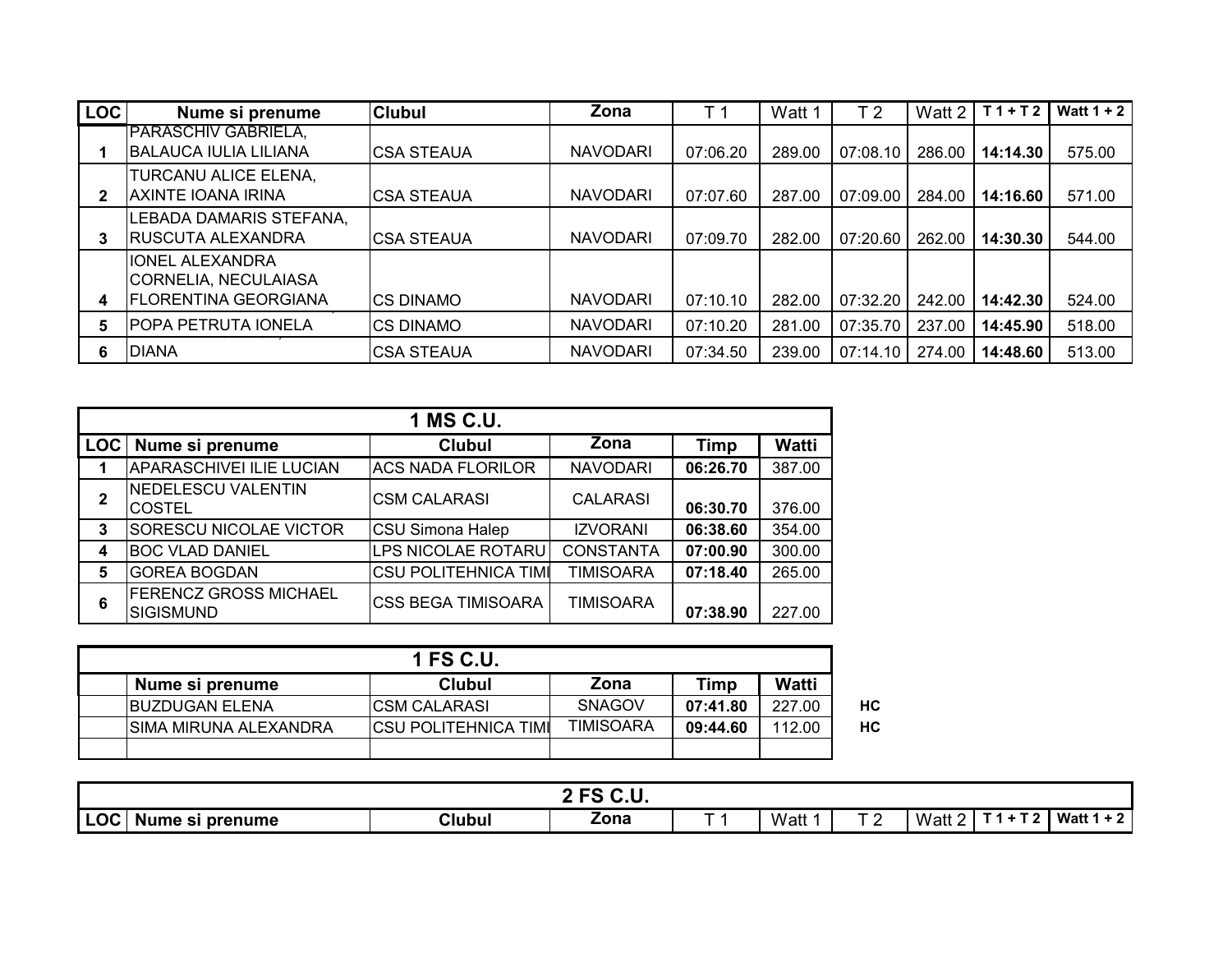| LOC | Nume si prenume | Clubul | Zona | T 1 | Watt 1 | T 2 | Watt 2 | T 1 + T 2 | Watt 1 + 2 |
|---|---|---|---|---|---|---|---|---|---|
| 1 | PARASCHIV GABRIELA, BALAUCA IULIA LILIANA | CSA STEAUA | NAVODARI | 07:06.20 | 289.00 | 07:08.10 | 286.00 | **14:14.30** | 575.00 |
| 2 | TURCANU ALICE ELENA, AXINTE IOANA IRINA | CSA STEAUA | NAVODARI | 07:07.60 | 287.00 | 07:09.00 | 284.00 | **14:16.60** | 571.00 |
| 3 | LEBADA DAMARIS STEFANA, RUSCUTA ALEXANDRA | CSA STEAUA | NAVODARI | 07:09.70 | 282.00 | 07:20.60 | 262.00 | **14:30.30** | 544.00 |
| 4 | IONEL ALEXANDRA CORNELIA, NECULAIASA FLORENTINA GEORGIANA | CS DINAMO | NAVODARI | 07:10.10 | 282.00 | 07:32.20 | 242.00 | **14:42.30** | 524.00 |
| 5 | POPA PETRUTA IONELA | CS DINAMO | NAVODARI | 07:10.20 | 281.00 | 07:35.70 | 237.00 | **14:45.90** | 518.00 |
| 6 | DIANA | CSA STEAUA | NAVODARI | 07:34.50 | 239.00 | 07:14.10 | 274.00 | **14:48.60** | 513.00 |

| **1 MS C.U.** | | | | | |
|---|---|---|---|---|---|
| **LOC** | **Nume si prenume** | **Clubul** | **Zona** | **Timp** | **Watti** |
| 1 | APARASCHIVEI ILIE LUCIAN | ACS NADA FLORILOR | NAVODARI | **06:26.70** | 387.00 |
| 2 | NEDELESCU VALENTIN COSTEL | CSM CALARASI | CALARASI | **06:30.70** | 376.00 |
| 3 | SORESCU NICOLAE VICTOR | CSU Simona Halep | IZVORANI | **06:38.60** | 354.00 |
| 4 | BOC VLAD DANIEL | LPS NICOLAE ROTARU | CONSTANTA | **07:00.90** | 300.00 |
| 5 | GOREA BOGDAN | CSU POLITEHNICA TIMI | TIMISOARA | **07:18.40** | 265.00 |
| 6 | FERENCZ GROSS MICHAEL SIGISMUND | CSS BEGA TIMISOARA | TIMISOARA | **07:38.90** | 227.00 |

| **1 FS C.U.** | | | | | | |
|---|---|---|---|---|---|---|
| | **Nume si prenume** | **Clubul** | **Zona** | **Timp** | **Watti** | |
| | BUZDUGAN ELENA | CSM CALARASI | SNAGOV | **07:41.80** | 227.00 | **HC** |
| | SIMA MIRUNA ALEXANDRA | CSU POLITEHNICA TIMI | TIMISOARA | **09:44.60** | 112.00 | **HC** |
| | | | | | | |

| **2 FS C.U.** | | | | | | | | | |
|---|---|---|---|---|---|---|---|---|---|
| **LOC** | **Nume si prenume** | **Clubul** | **Zona** | T 1 | Watt 1 | T 2 | Watt 2 | **T 1 + T 2** | **Watt 1 + 2** |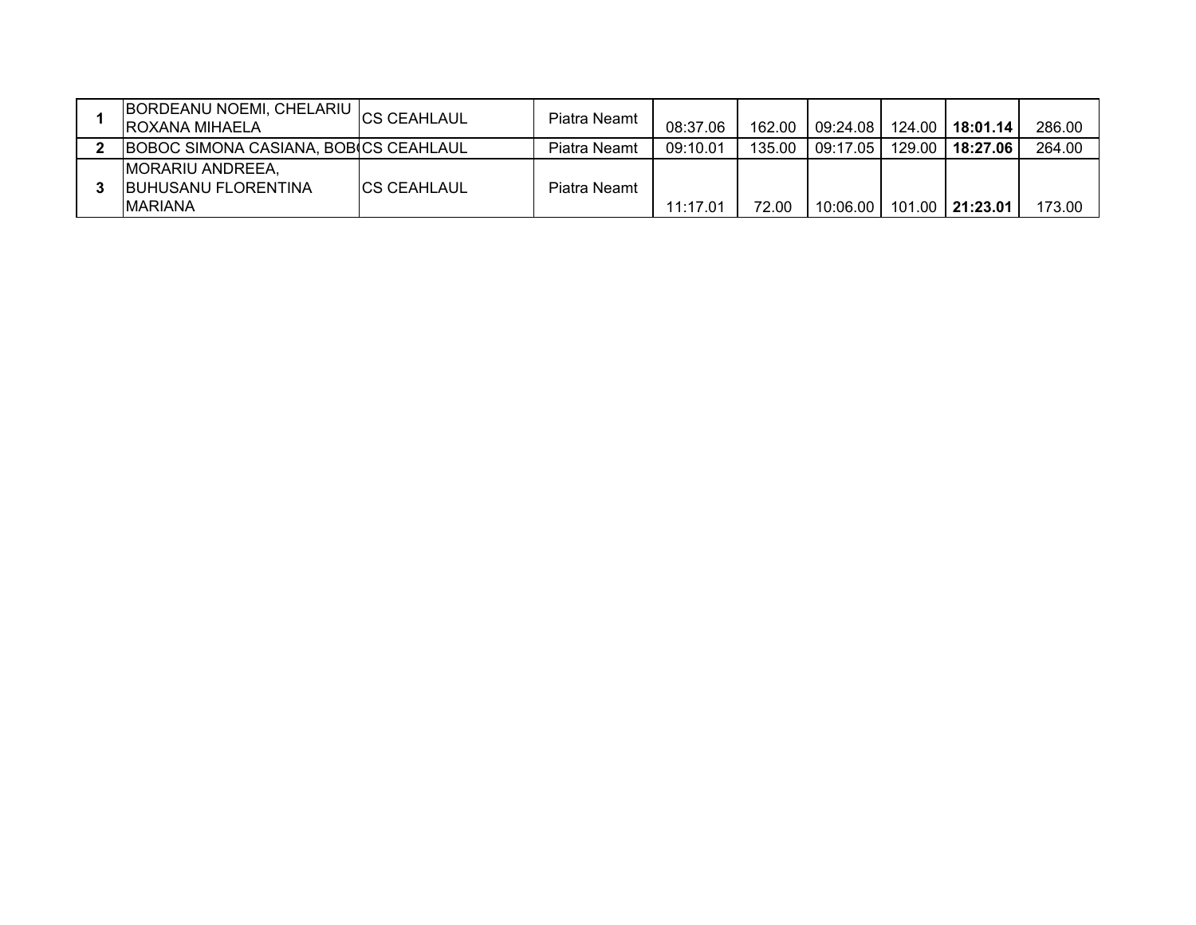| | | | | | | | | | |
|---|---|---|---|---|---|---|---|---|---|
| **1** | BORDEANU NOEMI, CHELARIU ROXANA MIHAELA | CS CEAHLAUL | Piatra Neamt | 08:37.06 | 162.00 | 09:24.08 | 124.00 | **18:01.14** | 286.00 |
| **2** | BOBOC SIMONA CASIANA, BOB | CS CEAHLAUL | Piatra Neamt | 09:10.01 | 135.00 | 09:17.05 | 129.00 | **18:27.06** | 264.00 |
| **3** | MORARIU ANDREEA, BUHUSANU FLORENTINA MARIANA | CS CEAHLAUL | Piatra Neamt | 11:17.01 | 72.00 | 10:06.00 | 101.00 | **21:23.01** | 173.00 |